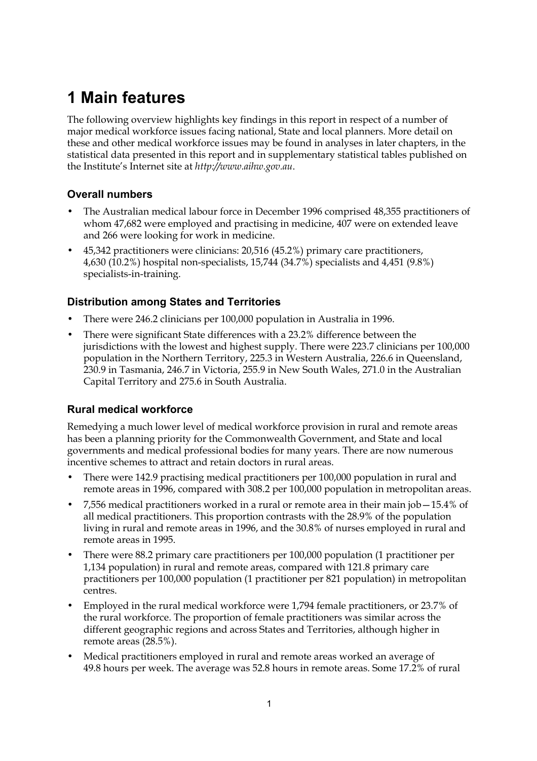# 1 Main features

The following overview highlights key findings in this report in respect of a number of major medical workforce issues facing national, State and local planners. More detail on these and other medical workforce issues may be found in analyses in later chapters, in the statistical data presented in this report and in supplementary statistical tables published on the Institute's Internet site at *http://www.aihw.gov.au*.

### Overall numbers

- The Australian medical labour force in December 1996 comprised 48,355 practitioners of whom 47,682 were employed and practising in medicine, 407 were on extended leave and 266 were looking for work in medicine.
- 45,342 practitioners were clinicians: 20,516 (45.2%) primary care practitioners, 4,630 (10.2%) hospital non-specialists, 15,744 (34.7%) specialists and 4,451 (9.8%) specialists-in-training.

### Distribution among States and Territories

- There were 246.2 clinicians per 100,000 population in Australia in 1996.
- There were significant State differences with a 23.2% difference between the jurisdictions with the lowest and highest supply. There were 223.7 clinicians per 100,000 population in the Northern Territory, 225.3 in Western Australia, 226.6 in Queensland, 230.9 in Tasmania, 246.7 in Victoria, 255.9 in New South Wales, 271.0 in the Australian Capital Territory and 275.6 in South Australia.

### Rural medical workforce

Remedying a much lower level of medical workforce provision in rural and remote areas has been a planning priority for the Commonwealth Government, and State and local governments and medical professional bodies for many years. There are now numerous incentive schemes to attract and retain doctors in rural areas.

- There were 142.9 practising medical practitioners per 100,000 population in rural and remote areas in 1996, compared with 308.2 per 100,000 population in metropolitan areas.
- 7,556 medical practitioners worked in a rural or remote area in their main job—15.4% of all medical practitioners. This proportion contrasts with the 28.9% of the population living in rural and remote areas in 1996, and the 30.8% of nurses employed in rural and remote areas in 1995.
- There were 88.2 primary care practitioners per 100,000 population (1 practitioner per 1,134 population) in rural and remote areas, compared with 121.8 primary care practitioners per 100,000 population (1 practitioner per 821 population) in metropolitan centres.
- Employed in the rural medical workforce were 1,794 female practitioners, or 23.7% of the rural workforce. The proportion of female practitioners was similar across the different geographic regions and across States and Territories, although higher in remote areas (28.5%).
- Medical practitioners employed in rural and remote areas worked an average of 49.8 hours per week. The average was 52.8 hours in remote areas. Some 17.2% of rural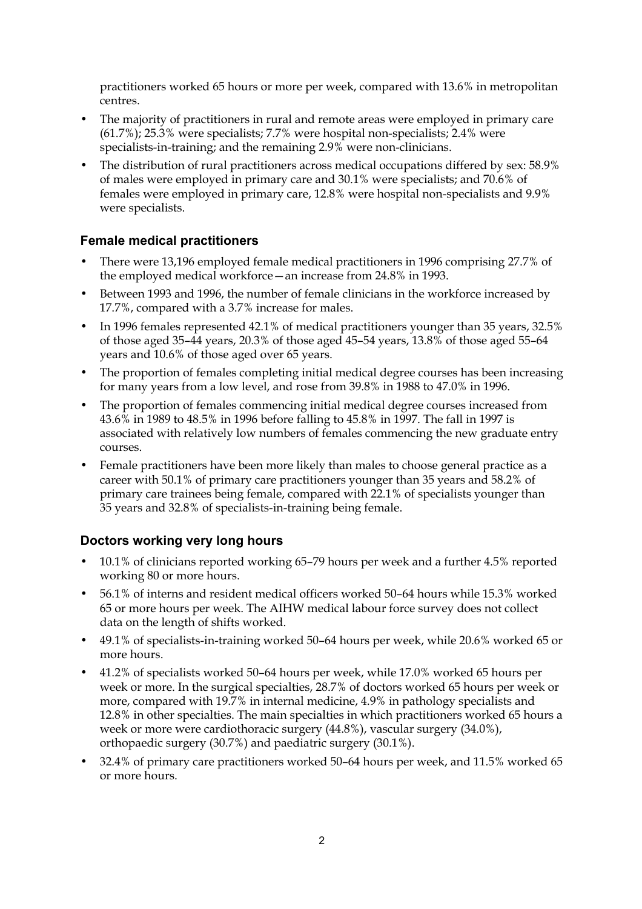practitioners worked 65 hours or more per week, compared with 13.6% in metropolitan centres.

- The majority of practitioners in rural and remote areas were employed in primary care (61.7%); 25.3% were specialists; 7.7% were hospital non-specialists; 2.4% were specialists-in-training; and the remaining 2.9% were non-clinicians.
- The distribution of rural practitioners across medical occupations differed by sex: 58.9% of males were employed in primary care and 30.1% were specialists; and 70.6% of females were employed in primary care, 12.8% were hospital non-specialists and 9.9% were specialists.

### Female medical practitioners

- There were 13,196 employed female medical practitioners in 1996 comprising 27.7% of the employed medical workforce—an increase from 24.8% in 1993.
- Between 1993 and 1996, the number of female clinicians in the workforce increased by 17.7%, compared with a 3.7% increase for males.
- In 1996 females represented 42.1% of medical practitioners younger than 35 years, 32.5% of those aged 35–44 years, 20.3% of those aged 45–54 years, 13.8% of those aged 55–64 years and 10.6% of those aged over 65 years.
- The proportion of females completing initial medical degree courses has been increasing for many years from a low level, and rose from 39.8% in 1988 to 47.0% in 1996.
- The proportion of females commencing initial medical degree courses increased from 43.6% in 1989 to 48.5% in 1996 before falling to 45.8% in 1997. The fall in 1997 is associated with relatively low numbers of females commencing the new graduate entry courses.
- Female practitioners have been more likely than males to choose general practice as a career with 50.1% of primary care practitioners younger than 35 years and 58.2% of primary care trainees being female, compared with 22.1% of specialists younger than 35 years and 32.8% of specialists-in-training being female.

### Doctors working very long hours

- 10.1% of clinicians reported working 65–79 hours per week and a further 4.5% reported working 80 or more hours.
- 56.1% of interns and resident medical officers worked 50–64 hours while 15.3% worked 65 or more hours per week. The AIHW medical labour force survey does not collect data on the length of shifts worked.
- 49.1% of specialists-in-training worked 50–64 hours per week, while 20.6% worked 65 or more hours.
- 41.2% of specialists worked 50–64 hours per week, while 17.0% worked 65 hours per week or more. In the surgical specialties, 28.7% of doctors worked 65 hours per week or more, compared with 19.7% in internal medicine, 4.9% in pathology specialists and 12.8% in other specialties. The main specialties in which practitioners worked 65 hours a week or more were cardiothoracic surgery (44.8%), vascular surgery (34.0%), orthopaedic surgery (30.7%) and paediatric surgery (30.1%).
- 32.4% of primary care practitioners worked 50–64 hours per week, and 11.5% worked 65 or more hours.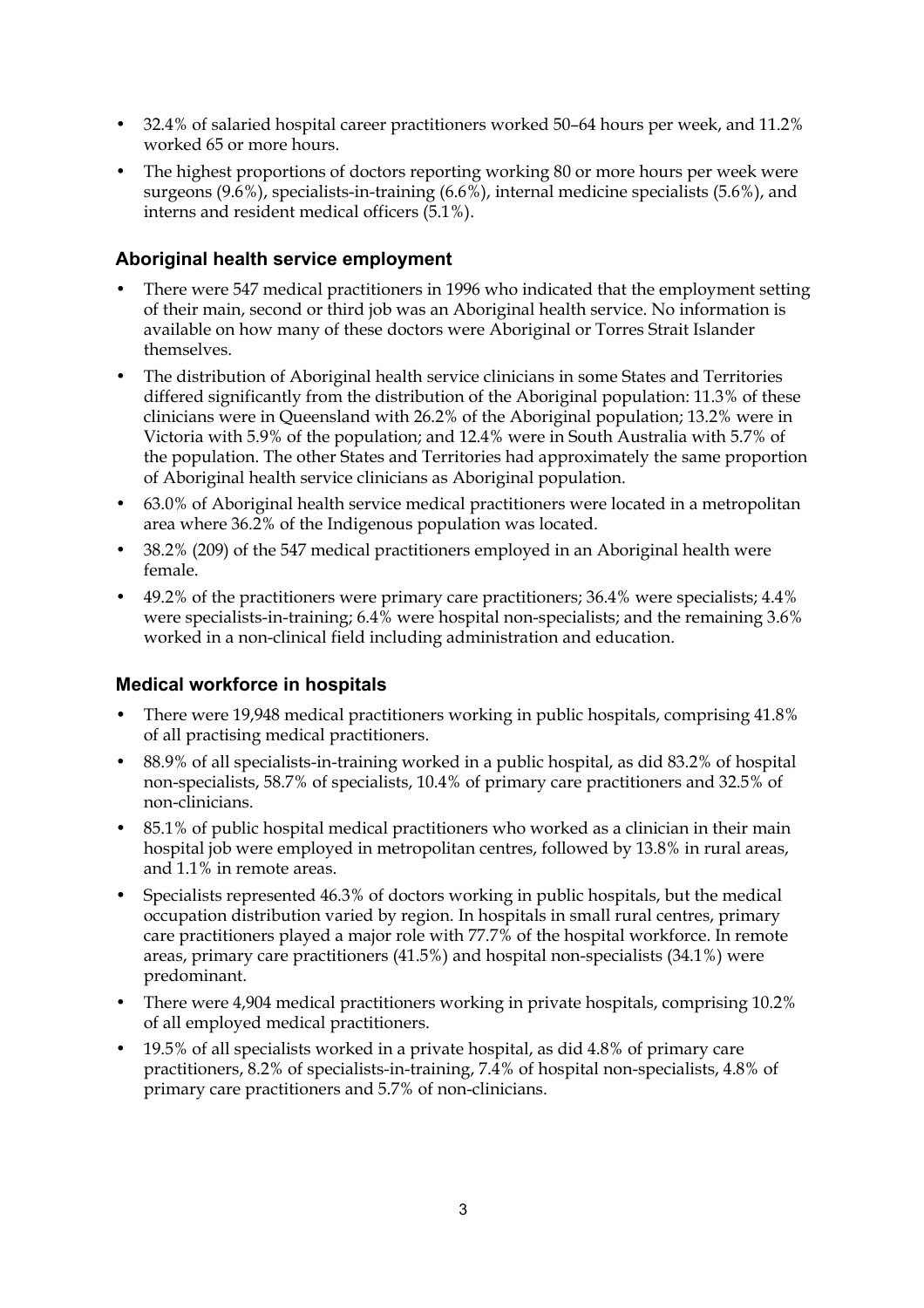- 32.4% of salaried hospital career practitioners worked 50–64 hours per week, and 11.2% worked 65 or more hours.
- The highest proportions of doctors reporting working 80 or more hours per week were surgeons (9.6%), specialists-in-training (6.6%), internal medicine specialists (5.6%), and interns and resident medical officers (5.1%).

### Aboriginal health service employment

- There were 547 medical practitioners in 1996 who indicated that the employment setting of their main, second or third job was an Aboriginal health service. No information is available on how many of these doctors were Aboriginal or Torres Strait Islander themselves.
- The distribution of Aboriginal health service clinicians in some States and Territories differed significantly from the distribution of the Aboriginal population: 11.3% of these clinicians were in Queensland with 26.2% of the Aboriginal population; 13.2% were in Victoria with 5.9% of the population; and 12.4% were in South Australia with 5.7% of the population. The other States and Territories had approximately the same proportion of Aboriginal health service clinicians as Aboriginal population.
- 63.0% of Aboriginal health service medical practitioners were located in a metropolitan area where 36.2% of the Indigenous population was located.
- 38.2% (209) of the 547 medical practitioners employed in an Aboriginal health were female.
- 49.2% of the practitioners were primary care practitioners; 36.4% were specialists; 4.4% were specialists-in-training; 6.4% were hospital non-specialists; and the remaining 3.6% worked in a non-clinical field including administration and education.

### Medical workforce in hospitals

- There were 19,948 medical practitioners working in public hospitals, comprising 41.8% of all practising medical practitioners.
- 88.9% of all specialists-in-training worked in a public hospital, as did 83.2% of hospital non-specialists, 58.7% of specialists, 10.4% of primary care practitioners and 32.5% of non-clinicians.
- 85.1% of public hospital medical practitioners who worked as a clinician in their main hospital job were employed in metropolitan centres, followed by 13.8% in rural areas, and 1.1% in remote areas.
- Specialists represented 46.3% of doctors working in public hospitals, but the medical occupation distribution varied by region. In hospitals in small rural centres, primary care practitioners played a major role with 77.7% of the hospital workforce. In remote areas, primary care practitioners (41.5%) and hospital non-specialists (34.1%) were predominant.
- There were 4,904 medical practitioners working in private hospitals, comprising 10.2% of all employed medical practitioners.
- 19.5% of all specialists worked in a private hospital, as did 4.8% of primary care practitioners, 8.2% of specialists-in-training, 7.4% of hospital non-specialists, 4.8% of primary care practitioners and 5.7% of non-clinicians.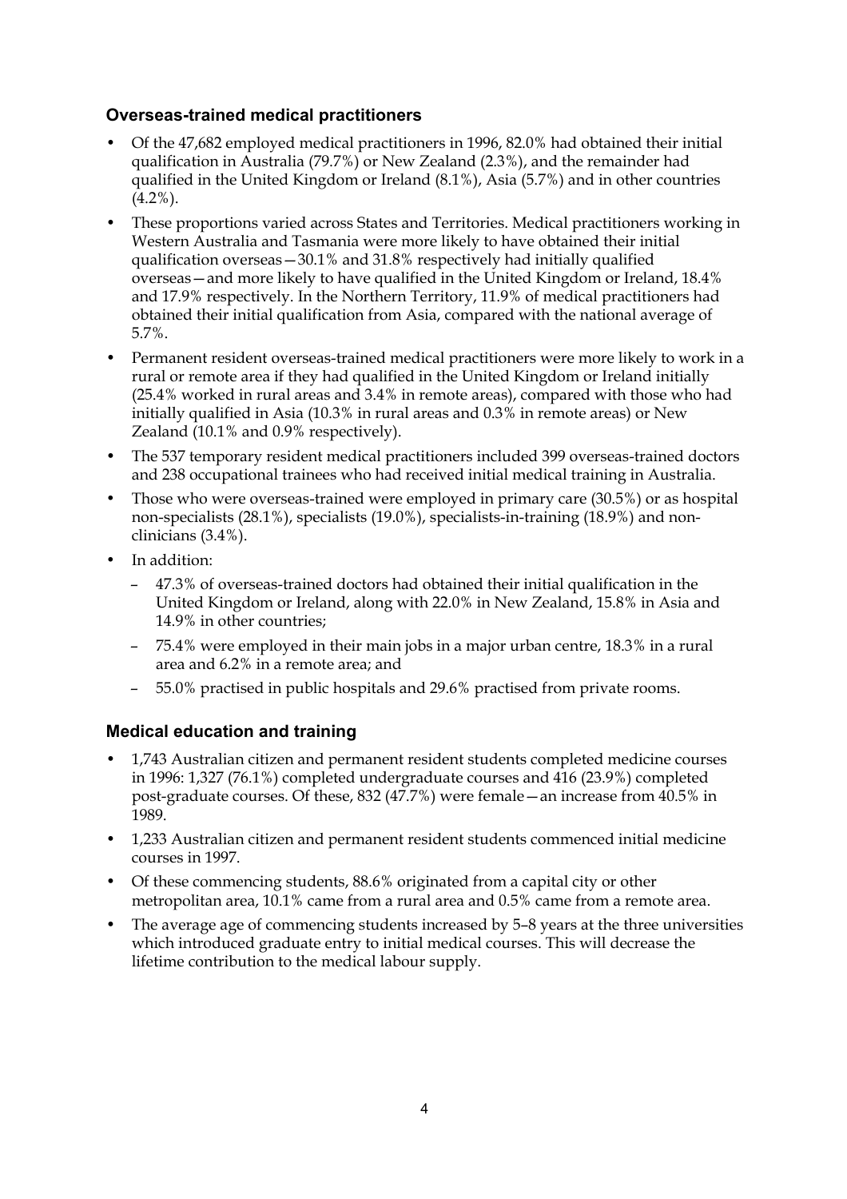## Overseas-trained medical practitioners

- Of the 47,682 employed medical practitioners in 1996, 82.0% had obtained their initial qualification in Australia (79.7%) or New Zealand (2.3%), and the remainder had qualified in the United Kingdom or Ireland (8.1%), Asia (5.7%) and in other countries (4.2%).
- These proportions varied across States and Territories. Medical practitioners working in Western Australia and Tasmania were more likely to have obtained their initial qualification overseas—30.1% and 31.8% respectively had initially qualified overseas—and more likely to have qualified in the United Kingdom or Ireland, 18.4% and 17.9% respectively. In the Northern Territory, 11.9% of medical practitioners had obtained their initial qualification from Asia, compared with the national average of 5.7%.
- Permanent resident overseas-trained medical practitioners were more likely to work in a rural or remote area if they had qualified in the United Kingdom or Ireland initially (25.4% worked in rural areas and 3.4% in remote areas), compared with those who had initially qualified in Asia (10.3% in rural areas and 0.3% in remote areas) or New Zealand (10.1% and 0.9% respectively).
- The 537 temporary resident medical practitioners included 399 overseas-trained doctors and 238 occupational trainees who had received initial medical training in Australia.
- Those who were overseas-trained were employed in primary care (30.5%) or as hospital non-specialists (28.1%), specialists (19.0%), specialists-in-training (18.9%) and non-clinicians (3.4%).
- In addition:
  - 47.3% of overseas-trained doctors had obtained their initial qualification in the United Kingdom or Ireland, along with 22.0% in New Zealand, 15.8% in Asia and 14.9% in other countries;
  - 75.4% were employed in their main jobs in a major urban centre, 18.3% in a rural area and 6.2% in a remote area; and
  - 55.0% practised in public hospitals and 29.6% practised from private rooms.

## Medical education and training

- 1,743 Australian citizen and permanent resident students completed medicine courses in 1996: 1,327 (76.1%) completed undergraduate courses and 416 (23.9%) completed post-graduate courses. Of these, 832 (47.7%) were female—an increase from 40.5% in 1989.
- 1,233 Australian citizen and permanent resident students commenced initial medicine courses in 1997.
- Of these commencing students, 88.6% originated from a capital city or other metropolitan area, 10.1% came from a rural area and 0.5% came from a remote area.
- The average age of commencing students increased by 5–8 years at the three universities which introduced graduate entry to initial medical courses. This will decrease the lifetime contribution to the medical labour supply.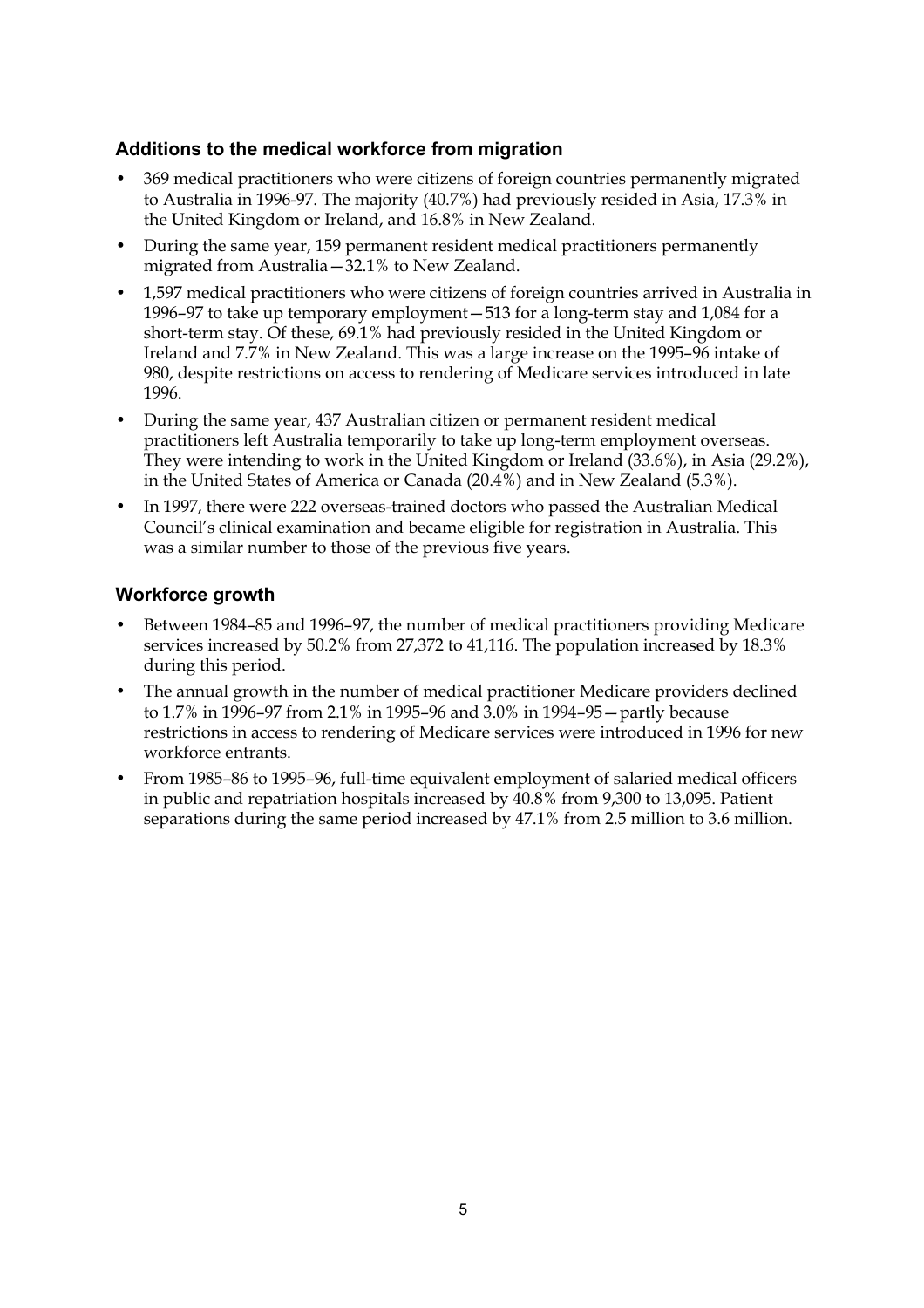### Additions to the medical workforce from migration

- 369 medical practitioners who were citizens of foreign countries permanently migrated to Australia in 1996-97. The majority (40.7%) had previously resided in Asia, 17.3% in the United Kingdom or Ireland, and 16.8% in New Zealand.
- During the same year, 159 permanent resident medical practitioners permanently migrated from Australia—32.1% to New Zealand.
- 1,597 medical practitioners who were citizens of foreign countries arrived in Australia in 1996–97 to take up temporary employment—513 for a long-term stay and 1,084 for a short-term stay. Of these, 69.1% had previously resided in the United Kingdom or Ireland and 7.7% in New Zealand. This was a large increase on the 1995–96 intake of 980, despite restrictions on access to rendering of Medicare services introduced in late 1996.
- During the same year, 437 Australian citizen or permanent resident medical practitioners left Australia temporarily to take up long-term employment overseas. They were intending to work in the United Kingdom or Ireland (33.6%), in Asia (29.2%), in the United States of America or Canada (20.4%) and in New Zealand (5.3%).
- In 1997, there were 222 overseas-trained doctors who passed the Australian Medical Council's clinical examination and became eligible for registration in Australia. This was a similar number to those of the previous five years.

### Workforce growth

- Between 1984–85 and 1996–97, the number of medical practitioners providing Medicare services increased by 50.2% from 27,372 to 41,116. The population increased by 18.3% during this period.
- The annual growth in the number of medical practitioner Medicare providers declined to 1.7% in 1996–97 from 2.1% in 1995–96 and 3.0% in 1994–95—partly because restrictions in access to rendering of Medicare services were introduced in 1996 for new workforce entrants.
- From 1985–86 to 1995–96, full-time equivalent employment of salaried medical officers in public and repatriation hospitals increased by 40.8% from 9,300 to 13,095. Patient separations during the same period increased by 47.1% from 2.5 million to 3.6 million.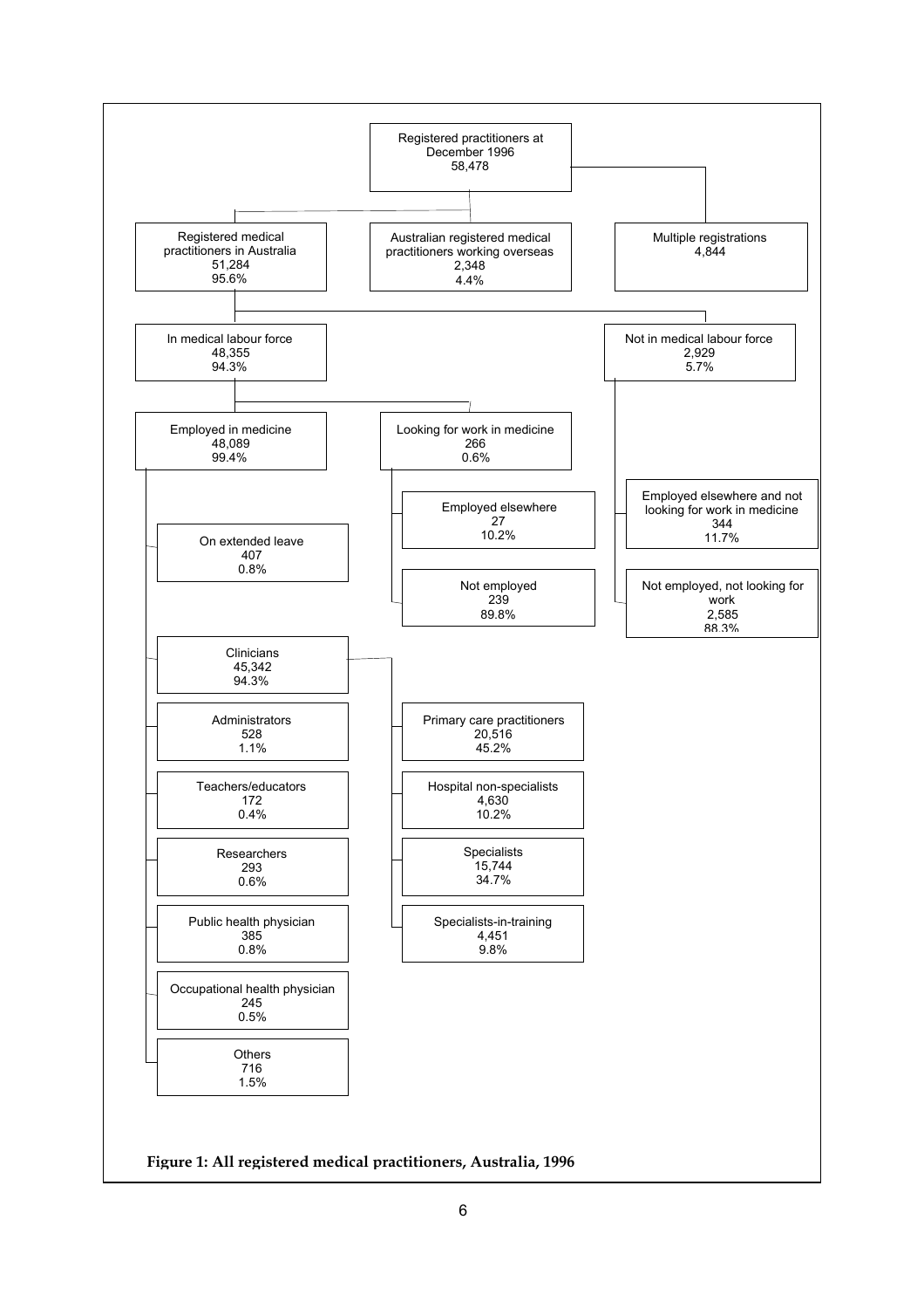Registered practitioners at December 1996
58,478

- Registered medical practitioners in Australia — 51,284 (95.6%)
  - In medical labour force — 48,355 (94.3%)
    - Employed in medicine — 48,089 (99.4%)
      - On extended leave — 407 (0.8%)
      - Clinicians — 45,342 (94.3%)
        - Primary care practitioners — 20,516 (45.2%)
        - Hospital non-specialists — 4,630 (10.2%)
        - Specialists — 15,744 (34.7%)
        - Specialists-in-training — 4,451 (9.8%)
      - Administrators — 528 (1.1%)
      - Teachers/educators — 172 (0.4%)
      - Researchers — 293 (0.6%)
      - Public health physician — 385 (0.8%)
      - Occupational health physician — 245 (0.5%)
      - Others — 716 (1.5%)
    - Looking for work in medicine — 266 (0.6%)
      - Employed elsewhere — 27 (10.2%)
      - Not employed — 239 (89.8%)
  - Not in medical labour force — 2,929 (5.7%)
    - Employed elsewhere and not looking for work in medicine — 344 (11.7%)
    - Not employed, not looking for work — 2,585 (88.3%)
- Australian registered medical practitioners working overseas — 2,348 (4.4%)
- Multiple registrations — 4,844

**Figure 1: All registered medical practitioners, Australia, 1996**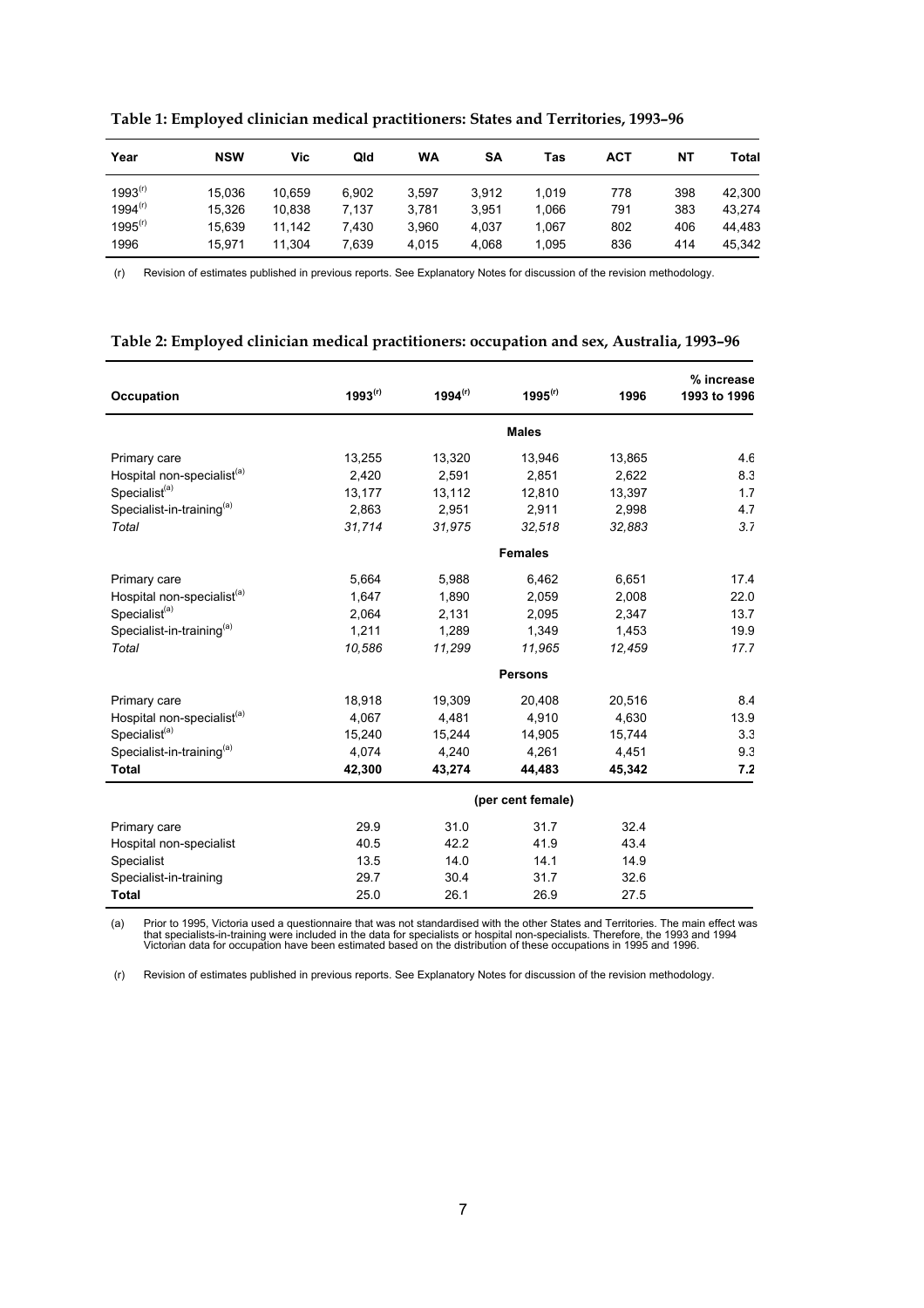**Table 1: Employed clinician medical practitioners: States and Territories, 1993–96**

| Year | NSW | Vic | Qld | WA | SA | Tas | ACT | NT | Total |
|---|---|---|---|---|---|---|---|---|---|
| 1993[(r)] | 15,036 | 10,659 | 6,902 | 3,597 | 3,912 | 1,019 | 778 | 398 | 42,300 |
| 1994[(r)] | 15,326 | 10,838 | 7,137 | 3,781 | 3,951 | 1,066 | 791 | 383 | 43,274 |
| 1995[(r)] | 15,639 | 11,142 | 7,430 | 3,960 | 4,037 | 1,067 | 802 | 406 | 44,483 |
| 1996 | 15,971 | 11,304 | 7,639 | 4,015 | 4,068 | 1,095 | 836 | 414 | 45,342 |

(r) Revision of estimates published in previous reports. See Explanatory Notes for discussion of the revision methodology.

**Table 2: Employed clinician medical practitioners: occupation and sex, Australia, 1993–96**

| Occupation | 1993[(r)] | 1994[(r)] | 1995[(r)] | 1996 | % increase 1993 to 1996 |
|---|---|---|---|---|---|
| | | | **Males** | | |
| Primary care | 13,255 | 13,320 | 13,946 | 13,865 | 4.6 |
| Hospital non-specialist[(a)] | 2,420 | 2,591 | 2,851 | 2,622 | 8.3 |
| Specialist[(a)] | 13,177 | 13,112 | 12,810 | 13,397 | 1.7 |
| Specialist-in-training[(a)] | 2,863 | 2,951 | 2,911 | 2,998 | 4.7 |
| *Total* | *31,714* | *31,975* | *32,518* | *32,883* | *3.7* |
| | | | **Females** | | |
| Primary care | 5,664 | 5,988 | 6,462 | 6,651 | 17.4 |
| Hospital non-specialist[(a)] | 1,647 | 1,890 | 2,059 | 2,008 | 22.0 |
| Specialist[(a)] | 2,064 | 2,131 | 2,095 | 2,347 | 13.7 |
| Specialist-in-training[(a)] | 1,211 | 1,289 | 1,349 | 1,453 | 19.9 |
| *Total* | *10,586* | *11,299* | *11,965* | *12,459* | *17.7* |
| | | | **Persons** | | |
| Primary care | 18,918 | 19,309 | 20,408 | 20,516 | 8.4 |
| Hospital non-specialist[(a)] | 4,067 | 4,481 | 4,910 | 4,630 | 13.9 |
| Specialist[(a)] | 15,240 | 15,244 | 14,905 | 15,744 | 3.3 |
| Specialist-in-training[(a)] | 4,074 | 4,240 | 4,261 | 4,451 | 9.3 |
| **Total** | **42,300** | **43,274** | **44,483** | **45,342** | **7.2** |
| | | | **(per cent female)** | | |
| Primary care | 29.9 | 31.0 | 31.7 | 32.4 | |
| Hospital non-specialist | 40.5 | 42.2 | 41.9 | 43.4 | |
| Specialist | 13.5 | 14.0 | 14.1 | 14.9 | |
| Specialist-in-training | 29.7 | 30.4 | 31.7 | 32.6 | |
| **Total** | 25.0 | 26.1 | 26.9 | 27.5 | |

(a) Prior to 1995, Victoria used a questionnaire that was not standardised with the other States and Territories. The main effect was that specialists-in-training were included in the data for specialists or hospital non-specialists. Therefore, the 1993 and 1994 Victorian data for occupation have been estimated based on the distribution of these occupations in 1995 and 1996.

(r) Revision of estimates published in previous reports. See Explanatory Notes for discussion of the revision methodology.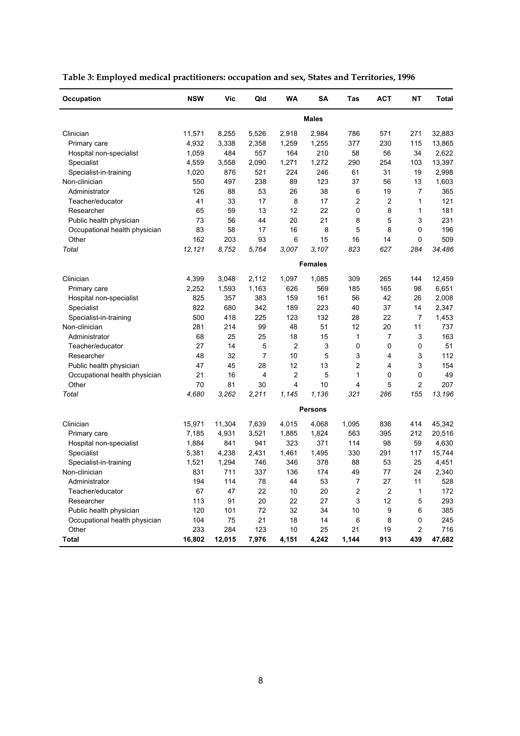**Table 3: Employed medical practitioners: occupation and sex, States and Territories, 1996**

| Occupation | NSW | Vic | Qld | WA | SA | Tas | ACT | NT | Total |
|---|---|---|---|---|---|---|---|---|---|
| | | | | | **Males** | | | | |
| Clinician | 11,571 | 8,255 | 5,526 | 2,918 | 2,984 | 786 | 571 | 271 | 32,883 |
| Primary care | 4,932 | 3,338 | 2,358 | 1,259 | 1,255 | 377 | 230 | 115 | 13,865 |
| Hospital non-specialist | 1,059 | 484 | 557 | 164 | 210 | 58 | 56 | 34 | 2,622 |
| Specialist | 4,559 | 3,558 | 2,090 | 1,271 | 1,272 | 290 | 254 | 103 | 13,397 |
| Specialist-in-training | 1,020 | 876 | 521 | 224 | 246 | 61 | 31 | 19 | 2,998 |
| Non-clinician | 550 | 497 | 238 | 89 | 123 | 37 | 56 | 13 | 1,603 |
| Administrator | 126 | 88 | 53 | 26 | 38 | 6 | 19 | 7 | 365 |
| Teacher/educator | 41 | 33 | 17 | 8 | 17 | 2 | 2 | 1 | 121 |
| Researcher | 65 | 59 | 13 | 12 | 22 | 0 | 8 | 1 | 181 |
| Public health physician | 73 | 56 | 44 | 20 | 21 | 8 | 5 | 3 | 231 |
| Occupational health physician | 83 | 58 | 17 | 16 | 8 | 5 | 8 | 0 | 196 |
| Other | 162 | 203 | 93 | 6 | 15 | 16 | 14 | 0 | 509 |
| *Total* | *12,121* | *8,752* | *5,764* | *3,007* | *3,107* | *823* | *627* | *284* | *34,486* |
| | | | | | **Females** | | | | |
| Clinician | 4,399 | 3,048 | 2,112 | 1,097 | 1,085 | 309 | 265 | 144 | 12,459 |
| Primary care | 2,252 | 1,593 | 1,163 | 626 | 569 | 185 | 165 | 98 | 6,651 |
| Hospital non-specialist | 825 | 357 | 383 | 159 | 161 | 56 | 42 | 26 | 2,008 |
| Specialist | 822 | 680 | 342 | 189 | 223 | 40 | 37 | 14 | 2,347 |
| Specialist-in-training | 500 | 418 | 225 | 123 | 132 | 28 | 22 | 7 | 1,453 |
| Non-clinician | 281 | 214 | 99 | 48 | 51 | 12 | 20 | 11 | 737 |
| Administrator | 68 | 25 | 25 | 18 | 15 | 1 | 7 | 3 | 163 |
| Teacher/educator | 27 | 14 | 5 | 2 | 3 | 0 | 0 | 0 | 51 |
| Researcher | 48 | 32 | 7 | 10 | 5 | 3 | 4 | 3 | 112 |
| Public health physician | 47 | 45 | 28 | 12 | 13 | 2 | 4 | 3 | 154 |
| Occupational health physician | 21 | 16 | 4 | 2 | 5 | 1 | 0 | 0 | 49 |
| Other | 70 | 81 | 30 | 4 | 10 | 4 | 5 | 2 | 207 |
| *Total* | *4,680* | *3,262* | *2,211* | *1,145* | *1,136* | *321* | *286* | *155* | *13,196* |
| | | | | | **Persons** | | | | |
| Clinician | 15,971 | 11,304 | 7,639 | 4,015 | 4,068 | 1,095 | 836 | 414 | 45,342 |
| Primary care | 7,185 | 4,931 | 3,521 | 1,885 | 1,824 | 563 | 395 | 212 | 20,516 |
| Hospital non-specialist | 1,884 | 841 | 941 | 323 | 371 | 114 | 98 | 59 | 4,630 |
| Specialist | 5,381 | 4,238 | 2,431 | 1,461 | 1,495 | 330 | 291 | 117 | 15,744 |
| Specialist-in-training | 1,521 | 1,294 | 746 | 346 | 378 | 88 | 53 | 25 | 4,451 |
| Non-clinician | 831 | 711 | 337 | 136 | 174 | 49 | 77 | 24 | 2,340 |
| Administrator | 194 | 114 | 78 | 44 | 53 | 7 | 27 | 11 | 528 |
| Teacher/educator | 67 | 47 | 22 | 10 | 20 | 2 | 2 | 1 | 172 |
| Researcher | 113 | 91 | 20 | 22 | 27 | 3 | 12 | 5 | 293 |
| Public health physician | 120 | 101 | 72 | 32 | 34 | 10 | 9 | 6 | 385 |
| Occupational health physician | 104 | 75 | 21 | 18 | 14 | 6 | 8 | 0 | 245 |
| Other | 233 | 284 | 123 | 10 | 25 | 21 | 19 | 2 | 716 |
| **Total** | **16,802** | **12,015** | **7,976** | **4,151** | **4,242** | **1,144** | **913** | **439** | **47,682** |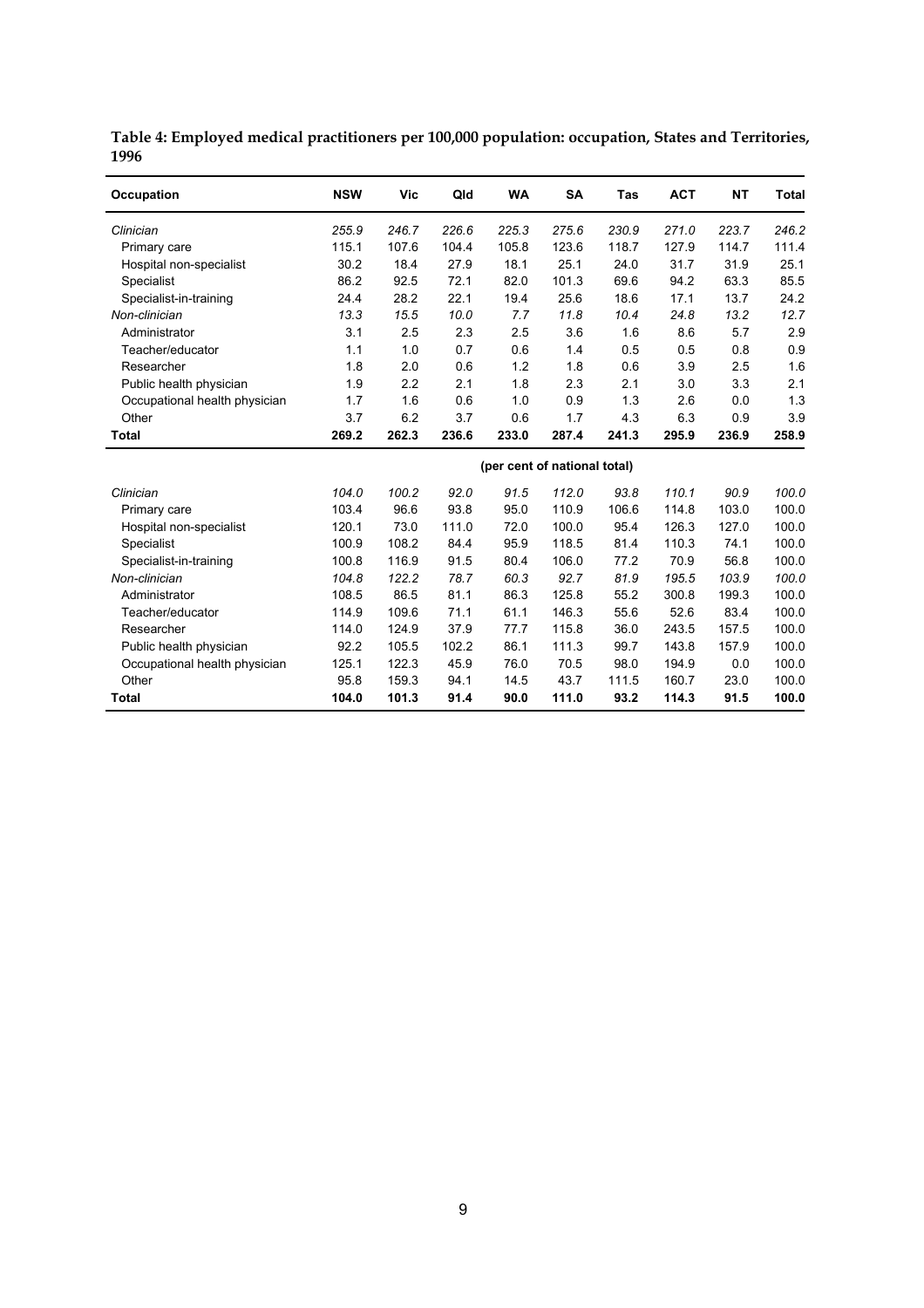**Table 4: Employed medical practitioners per 100,000 population: occupation, States and Territories, 1996**

| Occupation | NSW | Vic | Qld | WA | SA | Tas | ACT | NT | Total |
|---|---|---|---|---|---|---|---|---|---|
| *Clinician* | *255.9* | *246.7* | *226.6* | *225.3* | *275.6* | *230.9* | *271.0* | *223.7* | *246.2* |
| Primary care | 115.1 | 107.6 | 104.4 | 105.8 | 123.6 | 118.7 | 127.9 | 114.7 | 111.4 |
| Hospital non-specialist | 30.2 | 18.4 | 27.9 | 18.1 | 25.1 | 24.0 | 31.7 | 31.9 | 25.1 |
| Specialist | 86.2 | 92.5 | 72.1 | 82.0 | 101.3 | 69.6 | 94.2 | 63.3 | 85.5 |
| Specialist-in-training | 24.4 | 28.2 | 22.1 | 19.4 | 25.6 | 18.6 | 17.1 | 13.7 | 24.2 |
| *Non-clinician* | *13.3* | *15.5* | *10.0* | *7.7* | *11.8* | *10.4* | *24.8* | *13.2* | *12.7* |
| Administrator | 3.1 | 2.5 | 2.3 | 2.5 | 3.6 | 1.6 | 8.6 | 5.7 | 2.9 |
| Teacher/educator | 1.1 | 1.0 | 0.7 | 0.6 | 1.4 | 0.5 | 0.5 | 0.8 | 0.9 |
| Researcher | 1.8 | 2.0 | 0.6 | 1.2 | 1.8 | 0.6 | 3.9 | 2.5 | 1.6 |
| Public health physician | 1.9 | 2.2 | 2.1 | 1.8 | 2.3 | 2.1 | 3.0 | 3.3 | 2.1 |
| Occupational health physician | 1.7 | 1.6 | 0.6 | 1.0 | 0.9 | 1.3 | 2.6 | 0.0 | 1.3 |
| Other | 3.7 | 6.2 | 3.7 | 0.6 | 1.7 | 4.3 | 6.3 | 0.9 | 3.9 |
| **Total** | **269.2** | **262.3** | **236.6** | **233.0** | **287.4** | **241.3** | **295.9** | **236.9** | **258.9** |
| | | | | | **(per cent of national total)** | | | | |
| *Clinician* | *104.0* | *100.2* | *92.0* | *91.5* | *112.0* | *93.8* | *110.1* | *90.9* | *100.0* |
| Primary care | 103.4 | 96.6 | 93.8 | 95.0 | 110.9 | 106.6 | 114.8 | 103.0 | 100.0 |
| Hospital non-specialist | 120.1 | 73.0 | 111.0 | 72.0 | 100.0 | 95.4 | 126.3 | 127.0 | 100.0 |
| Specialist | 100.9 | 108.2 | 84.4 | 95.9 | 118.5 | 81.4 | 110.3 | 74.1 | 100.0 |
| Specialist-in-training | 100.8 | 116.9 | 91.5 | 80.4 | 106.0 | 77.2 | 70.9 | 56.8 | 100.0 |
| *Non-clinician* | *104.8* | *122.2* | *78.7* | *60.3* | *92.7* | *81.9* | *195.5* | *103.9* | *100.0* |
| Administrator | 108.5 | 86.5 | 81.1 | 86.3 | 125.8 | 55.2 | 300.8 | 199.3 | 100.0 |
| Teacher/educator | 114.9 | 109.6 | 71.1 | 61.1 | 146.3 | 55.6 | 52.6 | 83.4 | 100.0 |
| Researcher | 114.0 | 124.9 | 37.9 | 77.7 | 115.8 | 36.0 | 243.5 | 157.5 | 100.0 |
| Public health physician | 92.2 | 105.5 | 102.2 | 86.1 | 111.3 | 99.7 | 143.8 | 157.9 | 100.0 |
| Occupational health physician | 125.1 | 122.3 | 45.9 | 76.0 | 70.5 | 98.0 | 194.9 | 0.0 | 100.0 |
| Other | 95.8 | 159.3 | 94.1 | 14.5 | 43.7 | 111.5 | 160.7 | 23.0 | 100.0 |
| **Total** | **104.0** | **101.3** | **91.4** | **90.0** | **111.0** | **93.2** | **114.3** | **91.5** | **100.0** |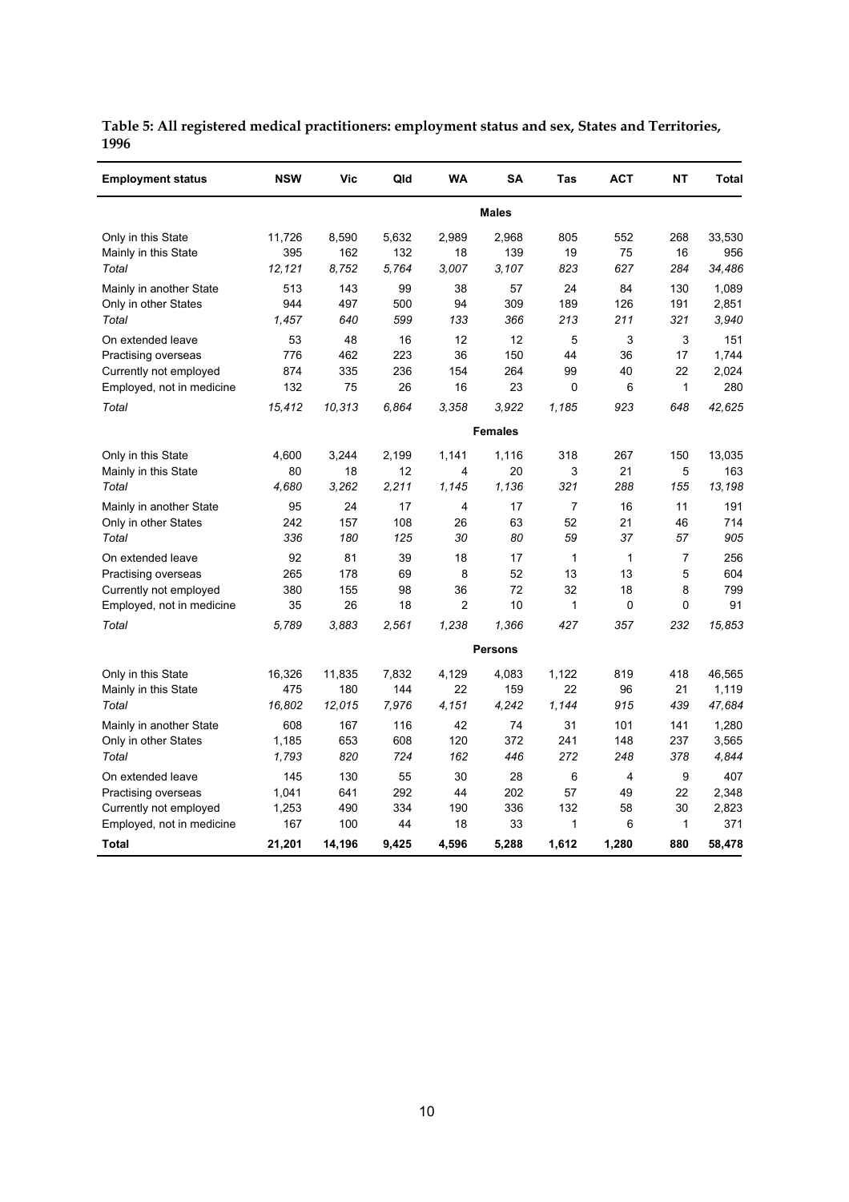**Table 5: All registered medical practitioners: employment status and sex, States and Territories, 1996**

| Employment status | NSW | Vic | Qld | WA | SA | Tas | ACT | NT | Total |
|---|---|---|---|---|---|---|---|---|---|
| | | | | | **Males** | | | | |
| Only in this State | 11,726 | 8,590 | 5,632 | 2,989 | 2,968 | 805 | 552 | 268 | 33,530 |
| Mainly in this State | 395 | 162 | 132 | 18 | 139 | 19 | 75 | 16 | 956 |
| *Total* | *12,121* | *8,752* | *5,764* | *3,007* | *3,107* | *823* | *627* | *284* | *34,486* |
| Mainly in another State | 513 | 143 | 99 | 38 | 57 | 24 | 84 | 130 | 1,089 |
| Only in other States | 944 | 497 | 500 | 94 | 309 | 189 | 126 | 191 | 2,851 |
| *Total* | *1,457* | *640* | *599* | *133* | *366* | *213* | *211* | *321* | *3,940* |
| On extended leave | 53 | 48 | 16 | 12 | 12 | 5 | 3 | 3 | 151 |
| Practising overseas | 776 | 462 | 223 | 36 | 150 | 44 | 36 | 17 | 1,744 |
| Currently not employed | 874 | 335 | 236 | 154 | 264 | 99 | 40 | 22 | 2,024 |
| Employed, not in medicine | 132 | 75 | 26 | 16 | 23 | 0 | 6 | 1 | 280 |
| *Total* | *15,412* | *10,313* | *6,864* | *3,358* | *3,922* | *1,185* | *923* | *648* | *42,625* |
| | | | | | **Females** | | | | |
| Only in this State | 4,600 | 3,244 | 2,199 | 1,141 | 1,116 | 318 | 267 | 150 | 13,035 |
| Mainly in this State | 80 | 18 | 12 | 4 | 20 | 3 | 21 | 5 | 163 |
| *Total* | *4,680* | *3,262* | *2,211* | *1,145* | *1,136* | *321* | *288* | *155* | *13,198* |
| Mainly in another State | 95 | 24 | 17 | 4 | 17 | 7 | 16 | 11 | 191 |
| Only in other States | 242 | 157 | 108 | 26 | 63 | 52 | 21 | 46 | 714 |
| *Total* | *336* | *180* | *125* | *30* | *80* | *59* | *37* | *57* | *905* |
| On extended leave | 92 | 81 | 39 | 18 | 17 | 1 | 1 | 7 | 256 |
| Practising overseas | 265 | 178 | 69 | 8 | 52 | 13 | 13 | 5 | 604 |
| Currently not employed | 380 | 155 | 98 | 36 | 72 | 32 | 18 | 8 | 799 |
| Employed, not in medicine | 35 | 26 | 18 | 2 | 10 | 1 | 0 | 0 | 91 |
| *Total* | *5,789* | *3,883* | *2,561* | *1,238* | *1,366* | *427* | *357* | *232* | *15,853* |
| | | | | | **Persons** | | | | |
| Only in this State | 16,326 | 11,835 | 7,832 | 4,129 | 4,083 | 1,122 | 819 | 418 | 46,565 |
| Mainly in this State | 475 | 180 | 144 | 22 | 159 | 22 | 96 | 21 | 1,119 |
| *Total* | *16,802* | *12,015* | *7,976* | *4,151* | *4,242* | *1,144* | *915* | *439* | *47,684* |
| Mainly in another State | 608 | 167 | 116 | 42 | 74 | 31 | 101 | 141 | 1,280 |
| Only in other States | 1,185 | 653 | 608 | 120 | 372 | 241 | 148 | 237 | 3,565 |
| *Total* | *1,793* | *820* | *724* | *162* | *446* | *272* | *248* | *378* | *4,844* |
| On extended leave | 145 | 130 | 55 | 30 | 28 | 6 | 4 | 9 | 407 |
| Practising overseas | 1,041 | 641 | 292 | 44 | 202 | 57 | 49 | 22 | 2,348 |
| Currently not employed | 1,253 | 490 | 334 | 190 | 336 | 132 | 58 | 30 | 2,823 |
| Employed, not in medicine | 167 | 100 | 44 | 18 | 33 | 1 | 6 | 1 | 371 |
| **Total** | **21,201** | **14,196** | **9,425** | **4,596** | **5,288** | **1,612** | **1,280** | **880** | **58,478** |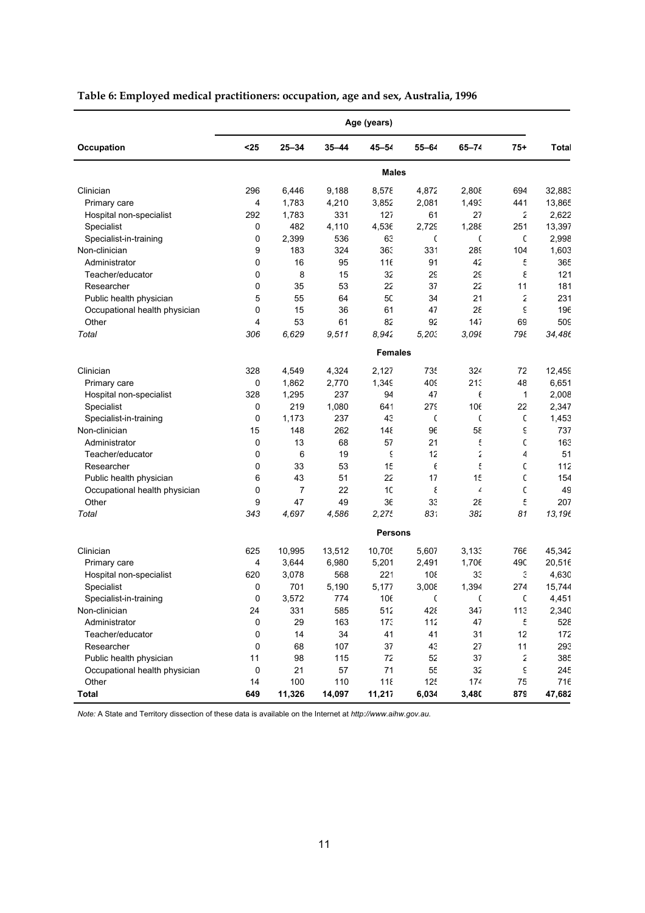**Table 6: Employed medical practitioners: occupation, age and sex, Australia, 1996**

| Occupation | Age (years) | | | | | | | |
|---|---|---|---|---|---|---|---|---|
| | <25 | 25–34 | 35–44 | 45–54 | 55–64 | 65–74 | 75+ | Total |
| | | | | **Males** | | | | |
| Clinician | 296 | 6,446 | 9,188 | 8,578 | 4,872 | 2,808 | 694 | 32,883 |
| Primary care | 4 | 1,783 | 4,210 | 3,852 | 2,081 | 1,493 | 441 | 13,865 |
| Hospital non-specialist | 292 | 1,783 | 331 | 127 | 61 | 27 | 2 | 2,622 |
| Specialist | 0 | 482 | 4,110 | 4,536 | 2,729 | 1,288 | 251 | 13,397 |
| Specialist-in-training | 0 | 2,399 | 536 | 63 | 0 | 0 | 0 | 2,998 |
| Non-clinician | 9 | 183 | 324 | 363 | 331 | 289 | 104 | 1,603 |
| Administrator | 0 | 16 | 95 | 116 | 91 | 42 | 5 | 365 |
| Teacher/educator | 0 | 8 | 15 | 32 | 29 | 29 | 8 | 121 |
| Researcher | 0 | 35 | 53 | 22 | 37 | 22 | 11 | 181 |
| Public health physician | 5 | 55 | 64 | 50 | 34 | 21 | 2 | 231 |
| Occupational health physician | 0 | 15 | 36 | 61 | 47 | 28 | 9 | 196 |
| Other | 4 | 53 | 61 | 82 | 92 | 147 | 69 | 509 |
| *Total* | *306* | *6,629* | *9,511* | *8,942* | *5,203* | *3,098* | *798* | *34,486* |
| | | | | **Females** | | | | |
| Clinician | 328 | 4,549 | 4,324 | 2,127 | 735 | 324 | 72 | 12,459 |
| Primary care | 0 | 1,862 | 2,770 | 1,349 | 409 | 213 | 48 | 6,651 |
| Hospital non-specialist | 328 | 1,295 | 237 | 94 | 47 | 6 | 1 | 2,008 |
| Specialist | 0 | 219 | 1,080 | 641 | 279 | 106 | 22 | 2,347 |
| Specialist-in-training | 0 | 1,173 | 237 | 43 | 0 | 0 | 0 | 1,453 |
| Non-clinician | 15 | 148 | 262 | 148 | 96 | 58 | 9 | 737 |
| Administrator | 0 | 13 | 68 | 57 | 21 | 5 | 0 | 163 |
| Teacher/educator | 0 | 6 | 19 | 9 | 12 | 2 | 4 | 51 |
| Researcher | 0 | 33 | 53 | 15 | 6 | 5 | 0 | 112 |
| Public health physician | 6 | 43 | 51 | 22 | 17 | 15 | 0 | 154 |
| Occupational health physician | 0 | 7 | 22 | 10 | 8 | 4 | 0 | 49 |
| Other | 9 | 47 | 49 | 36 | 33 | 28 | 5 | 207 |
| *Total* | *343* | *4,697* | *4,586* | *2,275* | *831* | *382* | *81* | *13,196* |
| | | | | **Persons** | | | | |
| Clinician | 625 | 10,995 | 13,512 | 10,705 | 5,607 | 3,133 | 766 | 45,342 |
| Primary care | 4 | 3,644 | 6,980 | 5,201 | 2,491 | 1,706 | 490 | 20,516 |
| Hospital non-specialist | 620 | 3,078 | 568 | 221 | 108 | 33 | 3 | 4,630 |
| Specialist | 0 | 701 | 5,190 | 5,177 | 3,008 | 1,394 | 274 | 15,744 |
| Specialist-in-training | 0 | 3,572 | 774 | 106 | 0 | 0 | 0 | 4,451 |
| Non-clinician | 24 | 331 | 585 | 512 | 428 | 347 | 113 | 2,340 |
| Administrator | 0 | 29 | 163 | 173 | 112 | 47 | 5 | 528 |
| Teacher/educator | 0 | 14 | 34 | 41 | 41 | 31 | 12 | 172 |
| Researcher | 0 | 68 | 107 | 37 | 43 | 27 | 11 | 293 |
| Public health physician | 11 | 98 | 115 | 72 | 52 | 37 | 2 | 385 |
| Occupational health physician | 0 | 21 | 57 | 71 | 55 | 32 | 9 | 245 |
| Other | 14 | 100 | 110 | 118 | 125 | 174 | 75 | 716 |
| **Total** | **649** | **11,326** | **14,097** | **11,217** | **6,034** | **3,480** | **879** | **47,682** |

*Note:* A State and Territory dissection of these data is available on the Internet at *http://www.aihw.gov.au*.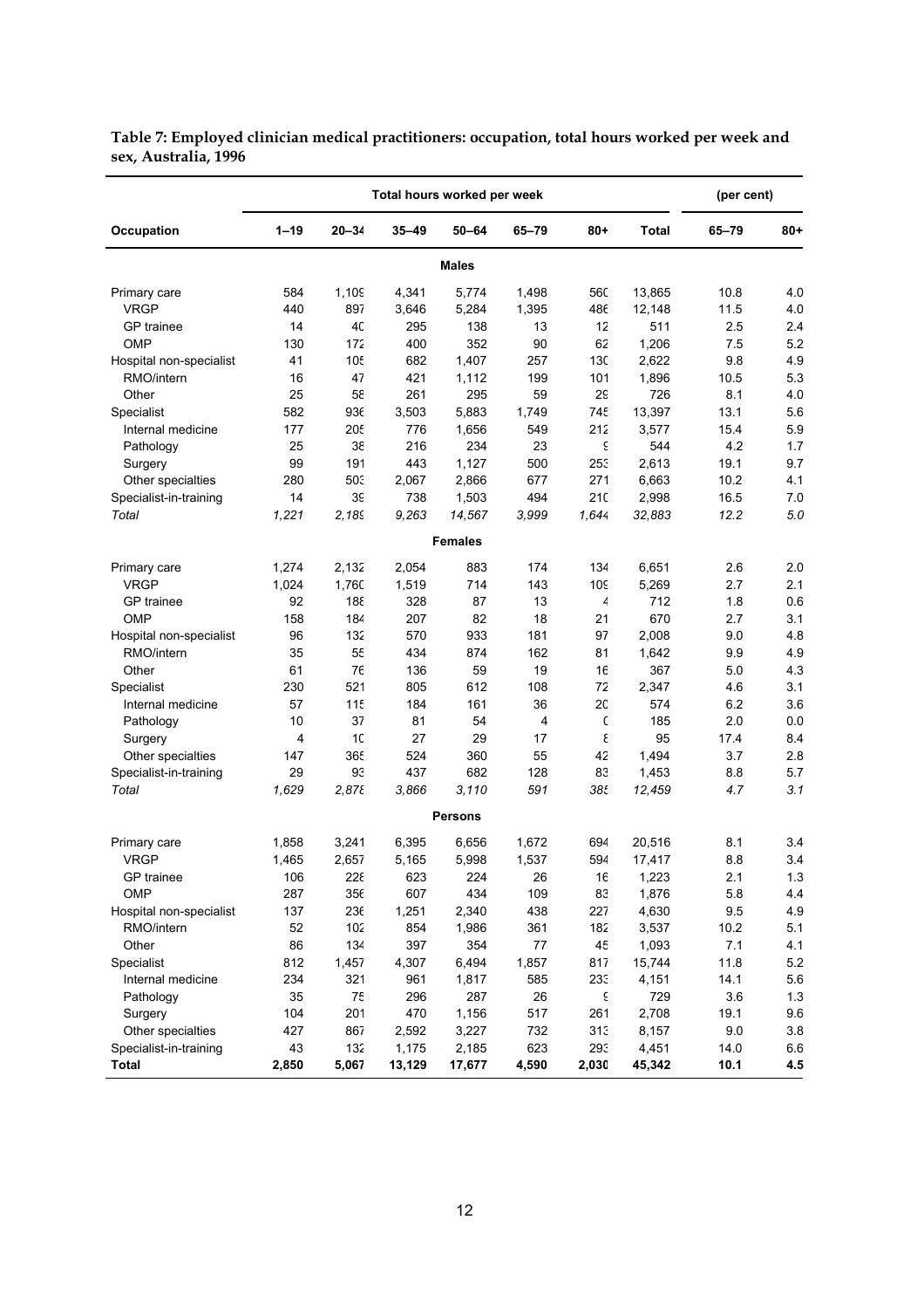**Table 7: Employed clinician medical practitioners: occupation, total hours worked per week and sex, Australia, 1996**

| Occupation | Total hours worked per week | | | | | | | (per cent) | |
|---|---|---|---|---|---|---|---|---|---|
| | 1–19 | 20–34 | 35–49 | 50–64 | 65–79 | 80+ | Total | 65–79 | 80+ |
| | | | | **Males** | | | | | |
| Primary care | 584 | 1,109 | 4,341 | 5,774 | 1,498 | 560 | 13,865 | 10.8 | 4.0 |
| VRGP | 440 | 897 | 3,646 | 5,284 | 1,395 | 486 | 12,148 | 11.5 | 4.0 |
| GP trainee | 14 | 40 | 295 | 138 | 13 | 12 | 511 | 2.5 | 2.4 |
| OMP | 130 | 172 | 400 | 352 | 90 | 62 | 1,206 | 7.5 | 5.2 |
| Hospital non-specialist | 41 | 105 | 682 | 1,407 | 257 | 130 | 2,622 | 9.8 | 4.9 |
| RMO/intern | 16 | 47 | 421 | 1,112 | 199 | 101 | 1,896 | 10.5 | 5.3 |
| Other | 25 | 58 | 261 | 295 | 59 | 29 | 726 | 8.1 | 4.0 |
| Specialist | 582 | 936 | 3,503 | 5,883 | 1,749 | 745 | 13,397 | 13.1 | 5.6 |
| Internal medicine | 177 | 205 | 776 | 1,656 | 549 | 212 | 3,577 | 15.4 | 5.9 |
| Pathology | 25 | 38 | 216 | 234 | 23 | 9 | 544 | 4.2 | 1.7 |
| Surgery | 99 | 191 | 443 | 1,127 | 500 | 253 | 2,613 | 19.1 | 9.7 |
| Other specialties | 280 | 503 | 2,067 | 2,866 | 677 | 271 | 6,663 | 10.2 | 4.1 |
| Specialist-in-training | 14 | 39 | 738 | 1,503 | 494 | 210 | 2,998 | 16.5 | 7.0 |
| *Total* | *1,221* | *2,189* | *9,263* | *14,567* | *3,999* | *1,644* | *32,883* | *12.2* | *5.0* |
| | | | | **Females** | | | | | |
| Primary care | 1,274 | 2,132 | 2,054 | 883 | 174 | 134 | 6,651 | 2.6 | 2.0 |
| VRGP | 1,024 | 1,760 | 1,519 | 714 | 143 | 109 | 5,269 | 2.7 | 2.1 |
| GP trainee | 92 | 188 | 328 | 87 | 13 | 4 | 712 | 1.8 | 0.6 |
| OMP | 158 | 184 | 207 | 82 | 18 | 21 | 670 | 2.7 | 3.1 |
| Hospital non-specialist | 96 | 132 | 570 | 933 | 181 | 97 | 2,008 | 9.0 | 4.8 |
| RMO/intern | 35 | 55 | 434 | 874 | 162 | 81 | 1,642 | 9.9 | 4.9 |
| Other | 61 | 76 | 136 | 59 | 19 | 16 | 367 | 5.0 | 4.3 |
| Specialist | 230 | 521 | 805 | 612 | 108 | 72 | 2,347 | 4.6 | 3.1 |
| Internal medicine | 57 | 115 | 184 | 161 | 36 | 20 | 574 | 6.2 | 3.6 |
| Pathology | 10 | 37 | 81 | 54 | 4 | 0 | 185 | 2.0 | 0.0 |
| Surgery | 4 | 10 | 27 | 29 | 17 | 8 | 95 | 17.4 | 8.4 |
| Other specialties | 147 | 365 | 524 | 360 | 55 | 42 | 1,494 | 3.7 | 2.8 |
| Specialist-in-training | 29 | 93 | 437 | 682 | 128 | 83 | 1,453 | 8.8 | 5.7 |
| *Total* | *1,629* | *2,878* | *3,866* | *3,110* | *591* | *385* | *12,459* | *4.7* | *3.1* |
| | | | | **Persons** | | | | | |
| Primary care | 1,858 | 3,241 | 6,395 | 6,656 | 1,672 | 694 | 20,516 | 8.1 | 3.4 |
| VRGP | 1,465 | 2,657 | 5,165 | 5,998 | 1,537 | 594 | 17,417 | 8.8 | 3.4 |
| GP trainee | 106 | 228 | 623 | 224 | 26 | 16 | 1,223 | 2.1 | 1.3 |
| OMP | 287 | 356 | 607 | 434 | 109 | 83 | 1,876 | 5.8 | 4.4 |
| Hospital non-specialist | 137 | 236 | 1,251 | 2,340 | 438 | 227 | 4,630 | 9.5 | 4.9 |
| RMO/intern | 52 | 102 | 854 | 1,986 | 361 | 182 | 3,537 | 10.2 | 5.1 |
| Other | 86 | 134 | 397 | 354 | 77 | 45 | 1,093 | 7.1 | 4.1 |
| Specialist | 812 | 1,457 | 4,307 | 6,494 | 1,857 | 817 | 15,744 | 11.8 | 5.2 |
| Internal medicine | 234 | 321 | 961 | 1,817 | 585 | 233 | 4,151 | 14.1 | 5.6 |
| Pathology | 35 | 75 | 296 | 287 | 26 | 9 | 729 | 3.6 | 1.3 |
| Surgery | 104 | 201 | 470 | 1,156 | 517 | 261 | 2,708 | 19.1 | 9.6 |
| Other specialties | 427 | 867 | 2,592 | 3,227 | 732 | 313 | 8,157 | 9.0 | 3.8 |
| Specialist-in-training | 43 | 132 | 1,175 | 2,185 | 623 | 293 | 4,451 | 14.0 | 6.6 |
| **Total** | **2,850** | **5,067** | **13,129** | **17,677** | **4,590** | **2,030** | **45,342** | **10.1** | **4.5** |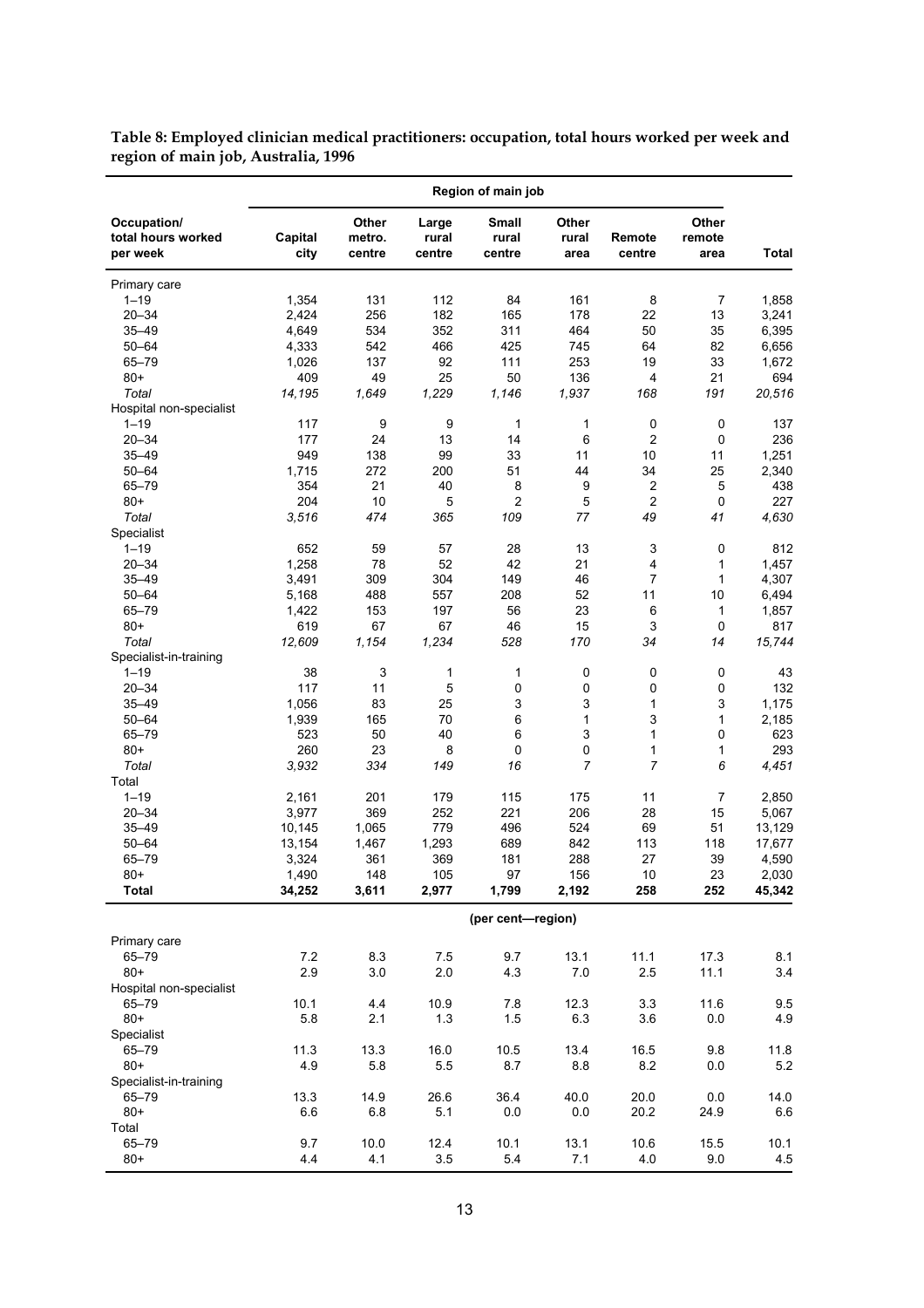**Table 8: Employed clinician medical practitioners: occupation, total hours worked per week and region of main job, Australia, 1996**

| Occupation/ total hours worked per week | Region of main job | | | | | | | |
|---|---|---|---|---|---|---|---|---|
| | Capital city | Other metro. centre | Large rural centre | Small rural centre | Other rural area | Remote centre | Other remote area | Total |
| Primary care | | | | | | | | |
| 1–19 | 1,354 | 131 | 112 | 84 | 161 | 8 | 7 | 1,858 |
| 20–34 | 2,424 | 256 | 182 | 165 | 178 | 22 | 13 | 3,241 |
| 35–49 | 4,649 | 534 | 352 | 311 | 464 | 50 | 35 | 6,395 |
| 50–64 | 4,333 | 542 | 466 | 425 | 745 | 64 | 82 | 6,656 |
| 65–79 | 1,026 | 137 | 92 | 111 | 253 | 19 | 33 | 1,672 |
| 80+ | 409 | 49 | 25 | 50 | 136 | 4 | 21 | 694 |
| *Total* | *14,195* | *1,649* | *1,229* | *1,146* | *1,937* | *168* | *191* | *20,516* |
| Hospital non-specialist | | | | | | | | |
| 1–19 | 117 | 9 | 9 | 1 | 1 | 0 | 0 | 137 |
| 20–34 | 177 | 24 | 13 | 14 | 6 | 2 | 0 | 236 |
| 35–49 | 949 | 138 | 99 | 33 | 11 | 10 | 11 | 1,251 |
| 50–64 | 1,715 | 272 | 200 | 51 | 44 | 34 | 25 | 2,340 |
| 65–79 | 354 | 21 | 40 | 8 | 9 | 2 | 5 | 438 |
| 80+ | 204 | 10 | 5 | 2 | 5 | 2 | 0 | 227 |
| *Total* | *3,516* | *474* | *365* | *109* | *77* | *49* | *41* | *4,630* |
| Specialist | | | | | | | | |
| 1–19 | 652 | 59 | 57 | 28 | 13 | 3 | 0 | 812 |
| 20–34 | 1,258 | 78 | 52 | 42 | 21 | 4 | 1 | 1,457 |
| 35–49 | 3,491 | 309 | 304 | 149 | 46 | 7 | 1 | 4,307 |
| 50–64 | 5,168 | 488 | 557 | 208 | 52 | 11 | 10 | 6,494 |
| 65–79 | 1,422 | 153 | 197 | 56 | 23 | 6 | 1 | 1,857 |
| 80+ | 619 | 67 | 67 | 46 | 15 | 3 | 0 | 817 |
| *Total* | *12,609* | *1,154* | *1,234* | *528* | *170* | *34* | *14* | *15,744* |
| Specialist-in-training | | | | | | | | |
| 1–19 | 38 | 3 | 1 | 1 | 0 | 0 | 0 | 43 |
| 20–34 | 117 | 11 | 5 | 0 | 0 | 0 | 0 | 132 |
| 35–49 | 1,056 | 83 | 25 | 3 | 3 | 1 | 3 | 1,175 |
| 50–64 | 1,939 | 165 | 70 | 6 | 1 | 3 | 1 | 2,185 |
| 65–79 | 523 | 50 | 40 | 6 | 3 | 1 | 0 | 623 |
| 80+ | 260 | 23 | 8 | 0 | 0 | 1 | 1 | 293 |
| *Total* | *3,932* | *334* | *149* | *16* | *7* | *7* | *6* | *4,451* |
| Total | | | | | | | | |
| 1–19 | 2,161 | 201 | 179 | 115 | 175 | 11 | 7 | 2,850 |
| 20–34 | 3,977 | 369 | 252 | 221 | 206 | 28 | 15 | 5,067 |
| 35–49 | 10,145 | 1,065 | 779 | 496 | 524 | 69 | 51 | 13,129 |
| 50–64 | 13,154 | 1,467 | 1,293 | 689 | 842 | 113 | 118 | 17,677 |
| 65–79 | 3,324 | 361 | 369 | 181 | 288 | 27 | 39 | 4,590 |
| 80+ | 1,490 | 148 | 105 | 97 | 156 | 10 | 23 | 2,030 |
| **Total** | **34,252** | **3,611** | **2,977** | **1,799** | **2,192** | **258** | **252** | **45,342** |
| | (per cent—region) | | | | | | | |
| Primary care | | | | | | | | |
| 65–79 | 7.2 | 8.3 | 7.5 | 9.7 | 13.1 | 11.1 | 17.3 | 8.1 |
| 80+ | 2.9 | 3.0 | 2.0 | 4.3 | 7.0 | 2.5 | 11.1 | 3.4 |
| Hospital non-specialist | | | | | | | | |
| 65–79 | 10.1 | 4.4 | 10.9 | 7.8 | 12.3 | 3.3 | 11.6 | 9.5 |
| 80+ | 5.8 | 2.1 | 1.3 | 1.5 | 6.3 | 3.6 | 0.0 | 4.9 |
| Specialist | | | | | | | | |
| 65–79 | 11.3 | 13.3 | 16.0 | 10.5 | 13.4 | 16.5 | 9.8 | 11.8 |
| 80+ | 4.9 | 5.8 | 5.5 | 8.7 | 8.8 | 8.2 | 0.0 | 5.2 |
| Specialist-in-training | | | | | | | | |
| 65–79 | 13.3 | 14.9 | 26.6 | 36.4 | 40.0 | 20.0 | 0.0 | 14.0 |
| 80+ | 6.6 | 6.8 | 5.1 | 0.0 | 0.0 | 20.2 | 24.9 | 6.6 |
| Total | | | | | | | | |
| 65–79 | 9.7 | 10.0 | 12.4 | 10.1 | 13.1 | 10.6 | 15.5 | 10.1 |
| 80+ | 4.4 | 4.1 | 3.5 | 5.4 | 7.1 | 4.0 | 9.0 | 4.5 |